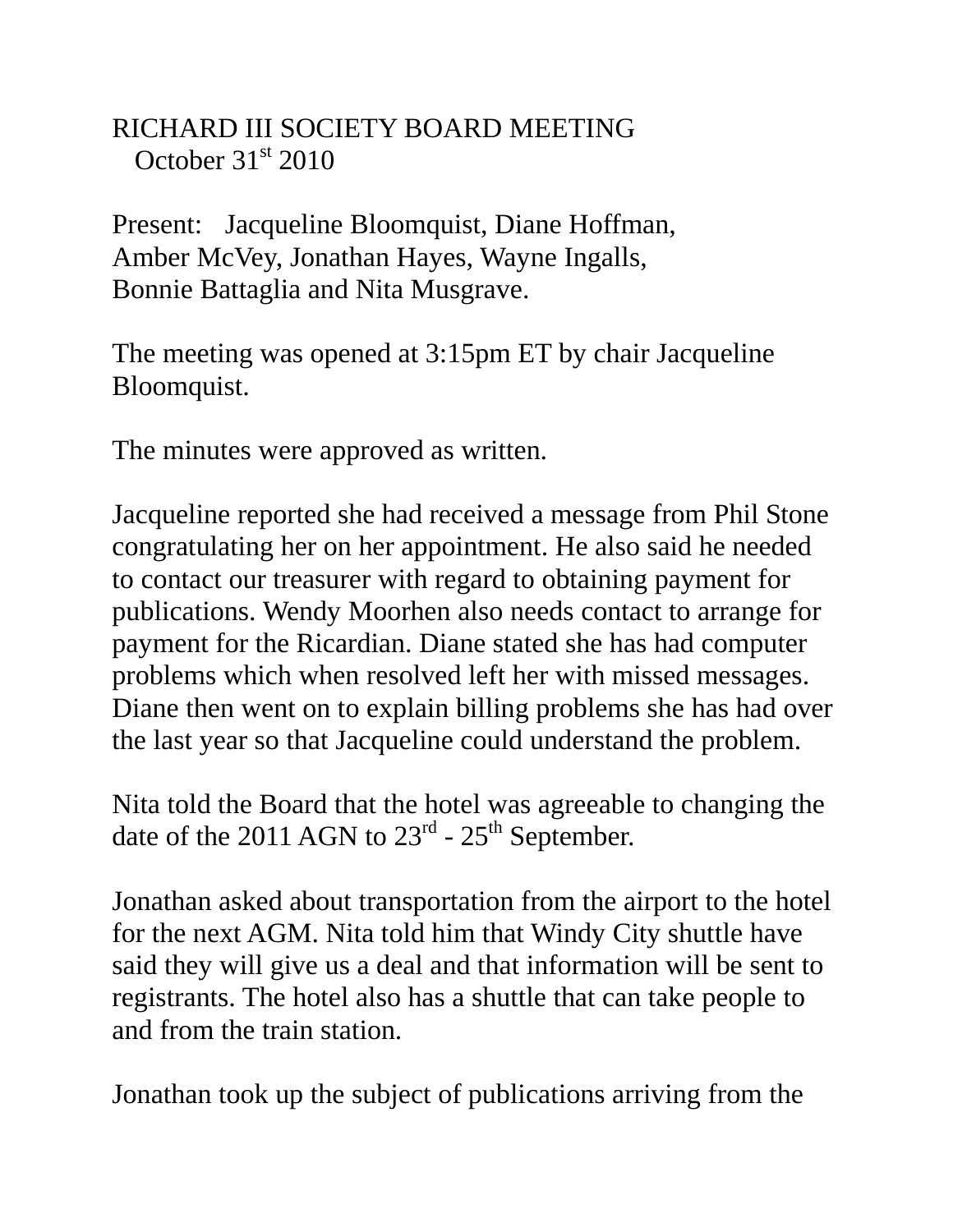# RICHARD III SOCIETY BOARD MEETING

October 31st 2010

Present: Jacqueline Bloomquist, Diane Hoffman, Amber McVey, Jonathan Hayes, Wayne Ingalls, Bonnie Battaglia and Nita Musgrave.

The meeting was opened at 3:15pm ET by chair Jacqueline Bloomquist.

The minutes were approved as written.

Jacqueline reported she had received a message from Phil Stone congratulating her on her appointment. He also said he needed to contact our treasurer with regard to obtaining payment for publications. Wendy Moorhen also needs contact to arrange for payment for the Ricardian. Diane stated she has had computer problems which when resolved left her with missed messages. Diane then went on to explain billing problems she has had over the last year so that Jacqueline could understand the problem.

Nita told the Board that the hotel was agreeable to changing the date of the 2011 AGN to 23rd - 25th September.

Jonathan asked about transportation from the airport to the hotel for the next AGM. Nita told him that Windy City shuttle have said they will give us a deal and that information will be sent to registrants. The hotel also has a shuttle that can take people to and from the train station.

Jonathan took up the subject of publications arriving from the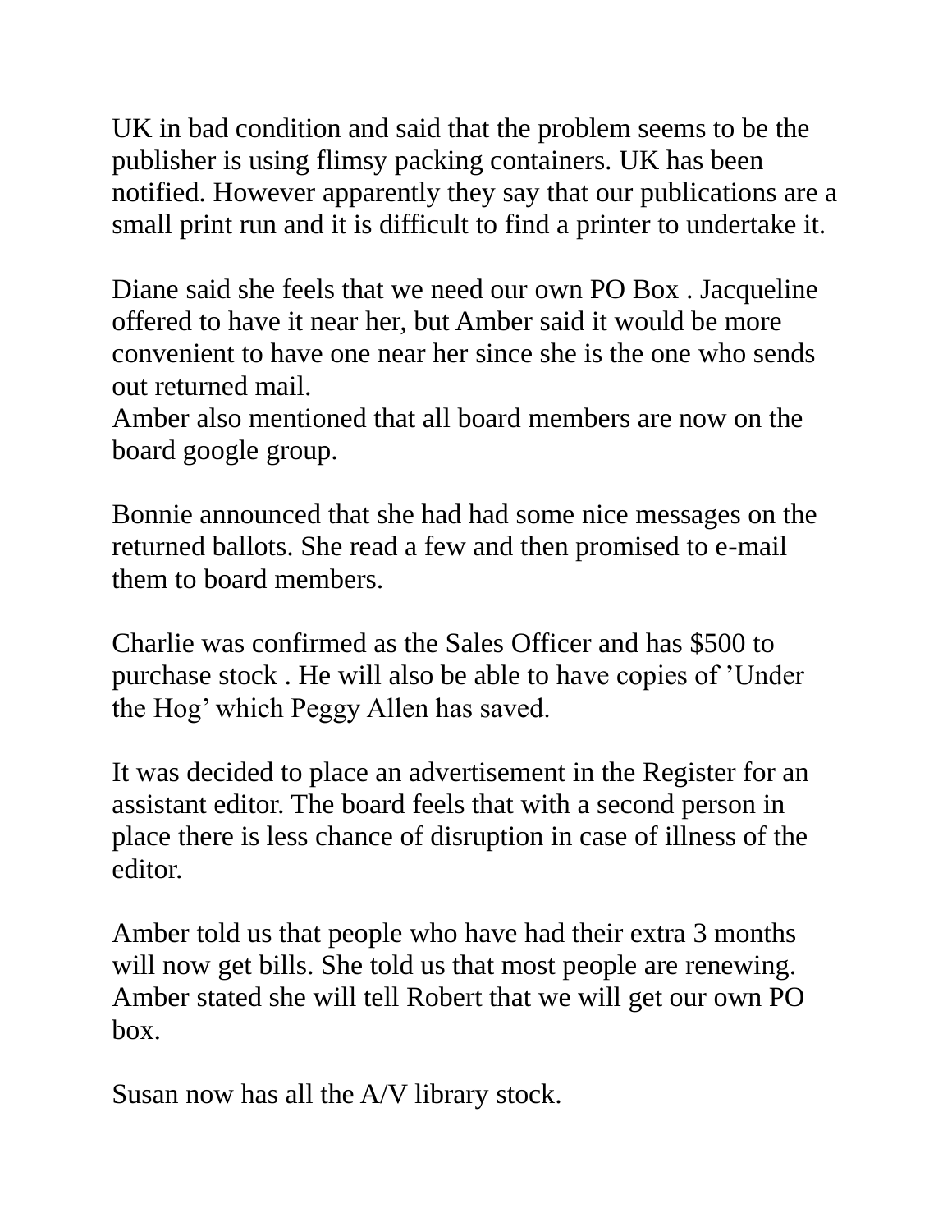UK in bad condition and said that the problem seems to be the publisher is using flimsy packing containers. UK has been notified. However apparently they say that our publications are a small print run and it is difficult to find a printer to undertake it.

Diane said she feels that we need our own PO Box . Jacqueline offered to have it near her, but Amber said it would be more convenient to have one near her since she is the one who sends out returned mail.
Amber also mentioned that all board members are now on the board google group.

Bonnie announced that she had had some nice messages on the returned ballots. She read a few and then promised to e-mail them to board members.

Charlie was confirmed as the Sales Officer and has $500 to purchase stock . He will also be able to have copies of 'Under the Hog' which Peggy Allen has saved.

It was decided to place an advertisement in the Register for an assistant editor. The board feels that with a second person in place there is less chance of disruption in case of illness of the editor.

Amber told us that people who have had their extra 3 months will now get bills. She told us that most people are renewing. Amber stated she will tell Robert that we will get our own PO box.

Susan now has all the A/V library stock.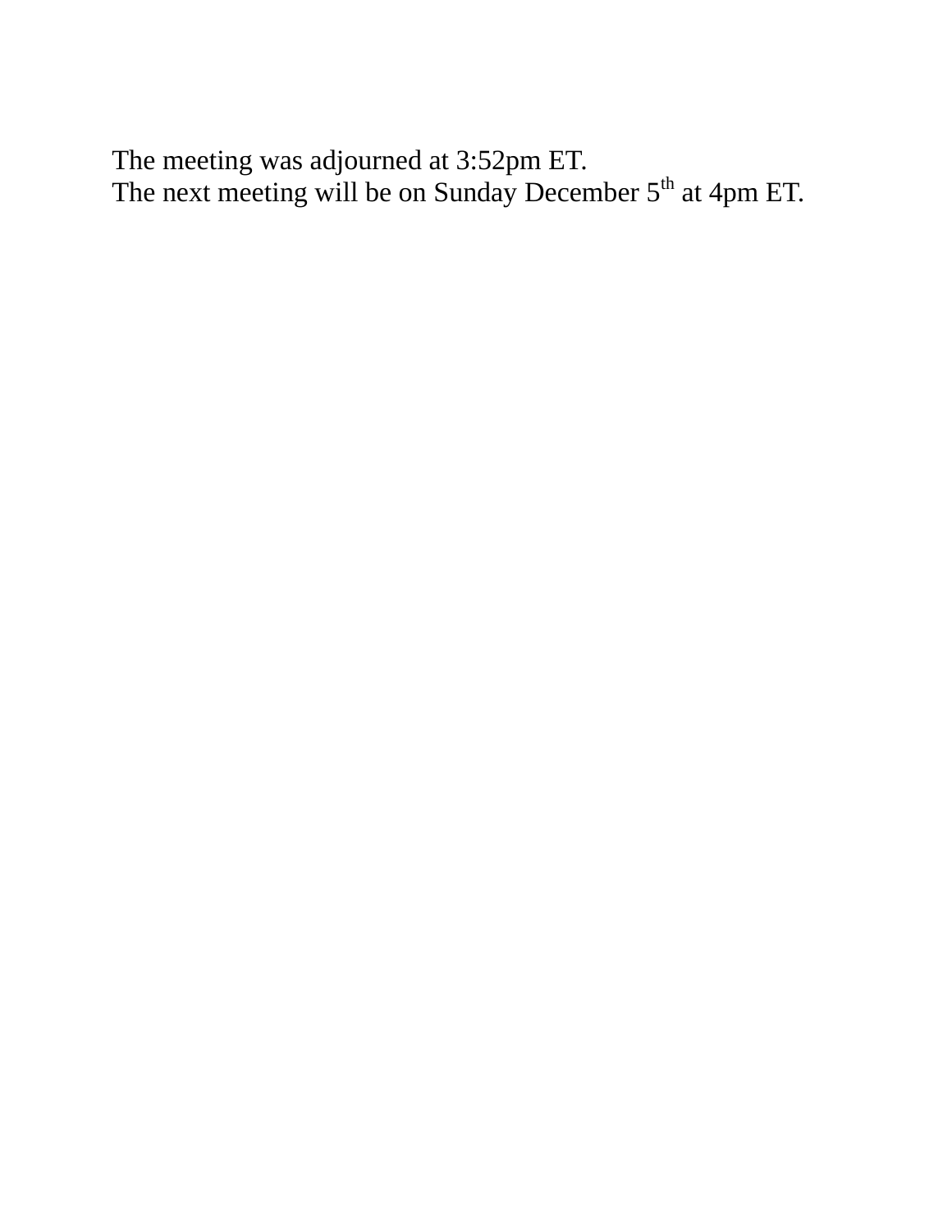The meeting was adjourned at 3:52pm ET.
The next meeting will be on Sunday December 5th at 4pm ET.